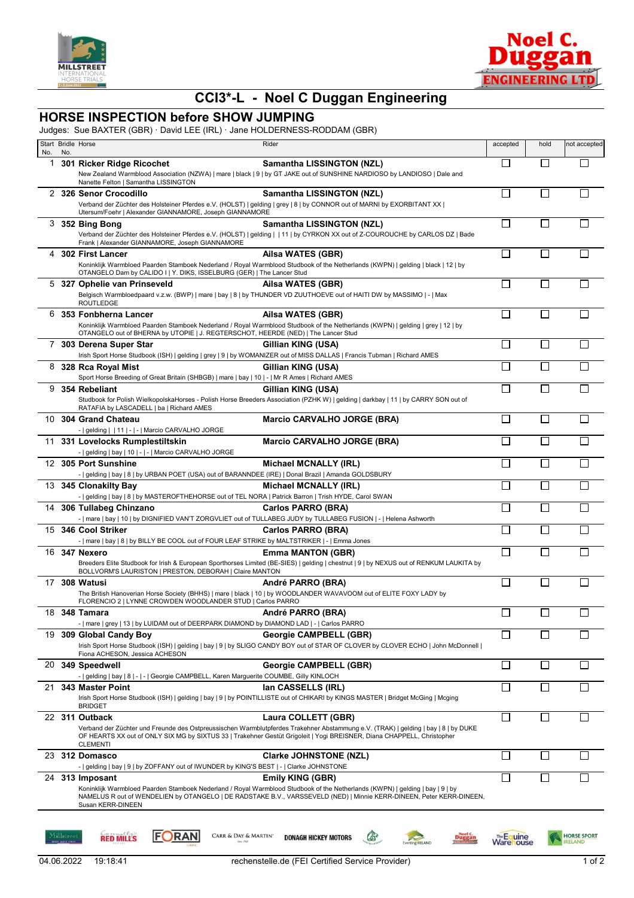# CCI3*-L - Noel C Duggan Engineering

## HORSE INSPECTION before SHOW JUMPING

Judges: Sue BAXTER (GBR) · David LEE (IRL) · Jane HOLDERNESS-RODDAM (GBR)

| Start No. | Bridle No. | Horse | Rider | accepted | hold | not accepted |
|---|---|---|---|---|---|---|
| 1 | 301 | **Ricker Ridge Ricochet**<br>New Zealand Warmblood Association (NZWA) \| mare \| black \| 9 \| by GT JAKE out of SUNSHINE NARDIOSO by LANDIOSO \| Dale and Nanette Felton \| Samantha LISSINGTON | **Samantha LISSINGTON (NZL)** | ☐ | ☐ | ☐ |
| 2 | 326 | **Senor Crocodillo**<br>Verband der Züchter des Holsteiner Pferdes e.V. (HOLST) \| gelding \| grey \| 8 \| by CONNOR out of MARNI by EXORBITANT XX \| Utersum/Foehr \| Alexander GIANNAMORE, Joseph GIANNAMORE | **Samantha LISSINGTON (NZL)** | ☐ | ☐ | ☐ |
| 3 | 352 | **Bing Bong**<br>Verband der Züchter des Holsteiner Pferdes e.V. (HOLST) \| gelding \| \| 11 \| by CYRKON XX out of Z-COUROUCHE by CARLOS DZ \| Bade Frank \| Alexander GIANNAMORE, Joseph GIANNAMORE | **Samantha LISSINGTON (NZL)** | ☐ | ☐ | ☐ |
| 4 | 302 | **First Lancer**<br>Koninklijk Warmbloed Paarden Stamboek Nederland / Royal Warmblood Studbook of the Netherlands (KWPN) \| gelding \| black \| 12 \| by OTANGELO Dam by CALIDO I \| Y. DIKS, ISSELBURG (GER) \| The Lancer Stud | **Ailsa WATES (GBR)** | ☐ | ☐ | ☐ |
| 5 | 327 | **Ophelie van Prinseveld**<br>Belgisch Warmbloedpaard v.z.w. (BWP) \| mare \| bay \| 8 \| by THUNDER VD ZUUTHOEVE out of HAITI DW by MASSIMO \| - \| Max ROUTLEDGE | **Ailsa WATES (GBR)** | ☐ | ☐ | ☐ |
| 6 | 353 | **Fonbherna Lancer**<br>Koninklijk Warmbloed Paarden Stamboek Nederland / Royal Warmblood Studbook of the Netherlands (KWPN) \| gelding \| grey \| 12 \| by OTANGELO out of BHERNA by UTOPIE \| J. REGTERSCHOT, HEERDE (NED) \| The Lancer Stud | **Ailsa WATES (GBR)** | ☐ | ☐ | ☐ |
| 7 | 303 | **Derena Super Star**<br>Irish Sport Horse Studbook (ISH) \| gelding \| grey \| 9 \| by WOMANIZER out of MISS DALLAS \| Francis Tubman \| Richard AMES | **Gillian KING (USA)** | ☐ | ☐ | ☐ |
| 8 | 328 | **Rca Royal Mist**<br>Sport Horse Breeding of Great Britain (SHBGB) \| mare \| bay \| 10 \| - \| Mr R Ames \| Richard AMES | **Gillian KING (USA)** | ☐ | ☐ | ☐ |
| 9 | 354 | **Rebeliant**<br>Studbook for Polish WielkopolskaHorses - Polish Horse Breeders Association (PZHK W) \| gelding \| darkbay \| 11 \| by CARRY SON out of RATAFIA by LASCADELL \| ba \| Richard AMES | **Gillian KING (USA)** | ☐ | ☐ | ☐ |
| 10 | 304 | **Grand Chateau**<br>- \| gelding \| \| 11 \| - \| - \| Marcio CARVALHO JORGE | **Marcio CARVALHO JORGE (BRA)** | ☐ | ☐ | ☐ |
| 11 | 331 | **Lovelocks Rumplestiltskin**<br>- \| gelding \| bay \| 10 \| - \| - \| Marcio CARVALHO JORGE | **Marcio CARVALHO JORGE (BRA)** | ☐ | ☐ | ☐ |
| 12 | 305 | **Port Sunshine**<br>- \| gelding \| bay \| 8 \| by URBAN POET (USA) out of BARANNDEE (IRE) \| Donal Brazil \| Amanda GOLDSBURY | **Michael MCNALLY (IRL)** | ☐ | ☐ | ☐ |
| 13 | 345 | **Clonakilty Bay**<br>- \| gelding \| bay \| 8 \| by MASTEROFTHEHORSE out of TEL NORA \| Patrick Barron \| Trish HYDE, Carol SWAN | **Michael MCNALLY (IRL)** | ☐ | ☐ | ☐ |
| 14 | 306 | **Tullabeg Chinzano**<br>- \| mare \| bay \| 10 \| by DIGNIFIED VAN'T ZORGVLIET out of TULLABEG JUDY by TULLABEG FUSION \| - \| Helena Ashworth | **Carlos PARRO (BRA)** | ☐ | ☐ | ☐ |
| 15 | 346 | **Cool Striker**<br>- \| mare \| bay \| 8 \| by BILLY BE COOL out of FOUR LEAF STRIKE by MALTSTRIKER \| - \| Emma Jones | **Carlos PARRO (BRA)** | ☐ | ☐ | ☐ |
| 16 | 347 | **Nexero**<br>Breeders Elite Studbook for Irish & European Sporthorses Limited (BE-SIES) \| gelding \| chestnut \| 9 \| by NEXUS out of RENKUM LAUKITA by BOLLVORM'S LAURISTON \| PRESTON, DEBORAH \| Claire MANTON | **Emma MANTON (GBR)** | ☐ | ☐ | ☐ |
| 17 | 308 | **Watusi**<br>The British Hanoverian Horse Society (BHHS) \| mare \| black \| 10 \| by WOODLANDER WAVAVOOM out of ELITE FOXY LADY by FLORENCIO 2 \| LYNNE CROWDEN WOODLANDER STUD \| Carlos PARRO | **André PARRO (BRA)** | ☐ | ☐ | ☐ |
| 18 | 348 | **Tamara**<br>- \| mare \| grey \| 13 \| by LUIDAM out of DEERPARK DIAMOND by DIAMOND LAD \| - \| Carlos PARRO | **André PARRO (BRA)** | ☐ | ☐ | ☐ |
| 19 | 309 | **Global Candy Boy**<br>Irish Sport Horse Studbook (ISH) \| gelding \| bay \| 9 \| by SLIGO CANDY BOY out of STAR OF CLOVER by CLOVER ECHO \| John McDonnell \| Fiona ACHESON, Jessica ACHESON | **Georgie CAMPBELL (GBR)** | ☐ | ☐ | ☐ |
| 20 | 349 | **Speedwell**<br>- \| gelding \| bay \| 8 \| - \| - \| Georgie CAMPBELL, Karen Marguerite COUMBE, Gilly KINLOCH | **Georgie CAMPBELL (GBR)** | ☐ | ☐ | ☐ |
| 21 | 343 | **Master Point**<br>Irish Sport Horse Studbook (ISH) \| gelding \| bay \| 9 \| by POINTILLISTE out of CHIKARI by KINGS MASTER \| Bridget McGing \| Mcging BRIDGET | **Ian CASSELLS (IRL)** | ☐ | ☐ | ☐ |
| 22 | 311 | **Outback**<br>Verband der Züchter und Freunde des Ostpreussischen Warmblutpferdes Trakehner Abstammung e.V. (TRAK) \| gelding \| bay \| 8 \| by DUKE OF HEARTS XX out of ONLY SIX MG by SIXTUS 33 \| Trakehner Gestüt Grigoleit \| Yogi BREISNER, Diana CHAPPELL, Christopher CLEMENTI | **Laura COLLETT (GBR)** | ☐ | ☐ | ☐ |
| 23 | 312 | **Domasco**<br>- \| gelding \| bay \| 9 \| by ZOFFANY out of IWUNDER by KING'S BEST \| - \| Clarke JOHNSTONE | **Clarke JOHNSTONE (NZL)** | ☐ | ☐ | ☐ |
| 24 | 313 | **Imposant**<br>Koninklijk Warmbloed Paarden Stamboek Nederland / Royal Warmblood Studbook of the Netherlands (KWPN) \| gelding \| bay \| 9 \| by NAMELUS R out of WENDELIEN by OTANGELO \| DE RADSTAKE B.V., VARSSEVELD (NED) \| Minnie KERR-DINEEN, Peter KERR-DINEEN, Susan KERR-DINEEN | **Emily KING (GBR)** | ☐ | ☐ | ☐ |

04.06.2022 19:18:41 rechenstelle.de (FEI Certified Service Provider)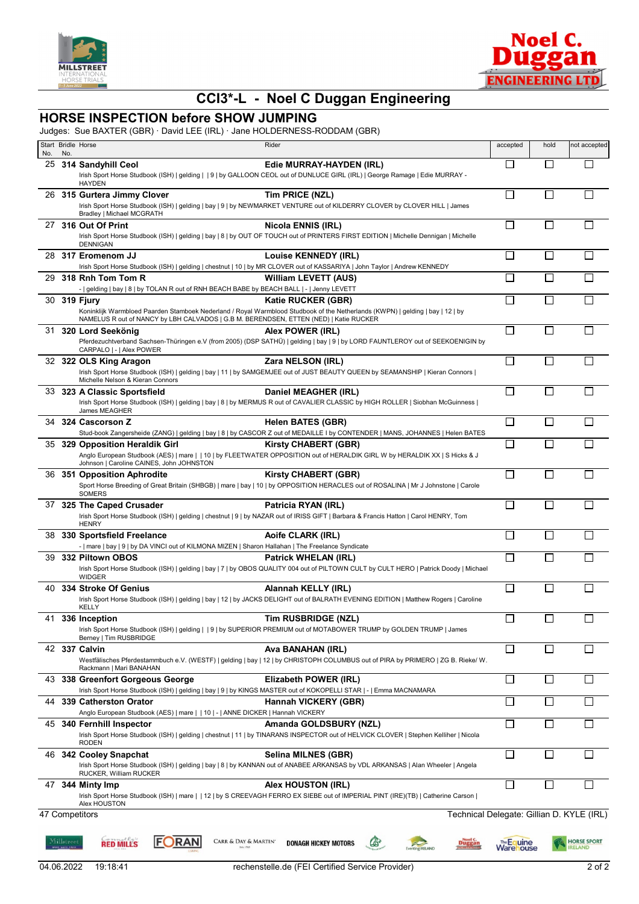# CCI3*-L - Noel C Duggan Engineering

## HORSE INSPECTION before SHOW JUMPING

Judges: Sue BAXTER (GBR) · David LEE (IRL) · Jane HOLDERNESS-RODDAM (GBR)

| Start No. | Bridle No. | Horse | Rider | accepted | hold | not accepted |
|---|---|---|---|---|---|---|
| 25 | 314 | **Sandyhill Ceol**<br>Irish Sport Horse Studbook (ISH) \| gelding \| \| 9 \| by GALLOON CEOL out of DUNLUCE GIRL (IRL) \| George Ramage \| Edie MURRAY - HAYDEN | **Edie MURRAY-HAYDEN (IRL)** | ☐ | ☐ | ☐ |
| 26 | 315 | **Gurtera Jimmy Clover**<br>Irish Sport Horse Studbook (ISH) \| gelding \| bay \| 9 \| by NEWMARKET VENTURE out of KILDERRY CLOVER by CLOVER HILL \| James Bradley \| Michael MCGRATH | **Tim PRICE (NZL)** | ☐ | ☐ | ☐ |
| 27 | 316 | **Out Of Print**<br>Irish Sport Horse Studbook (ISH) \| gelding \| bay \| 8 \| by OUT OF TOUCH out of PRINTERS FIRST EDITION \| Michelle Dennigan \| Michelle DENNIGAN | **Nicola ENNIS (IRL)** | ☐ | ☐ | ☐ |
| 28 | 317 | **Eromenom JJ**<br>Irish Sport Horse Studbook (ISH) \| gelding \| chestnut \| 10 \| by MR CLOVER out of KASSARIYA \| John Taylor \| Andrew KENNEDY | **Louise KENNEDY (IRL)** | ☐ | ☐ | ☐ |
| 29 | 318 | **Rnh Tom Tom R**<br>- \| gelding \| bay \| 8 \| by TOLAN R out of RNH BEACH BABE by BEACH BALL \| - \| Jenny LEVETT | **William LEVETT (AUS)** | ☐ | ☐ | ☐ |
| 30 | 319 | **Fjury**<br>Koninklijk Warmbloed Paarden Stamboek Nederland / Royal Warmblood Studbook of the Netherlands (KWPN) \| gelding \| bay \| 12 \| by NAMELUS R out of NANCY by LBH CALVADOS \| G.B M. BERENDSEN, ETTEN (NED) \| Katie RUCKER | **Katie RUCKER (GBR)** | ☐ | ☐ | ☐ |
| 31 | 320 | **Lord Seekönig**<br>Pferdezuchtverband Sachsen-Thüringen e.V (from 2005) (DSP SATHÜ) \| gelding \| bay \| 9 \| by LORD FAUNTLEROY out of SEEKOENIGIN by CARPALO \| - \| Alex POWER | **Alex POWER (IRL)** | ☐ | ☐ | ☐ |
| 32 | 322 | **OLS King Aragon**<br>Irish Sport Horse Studbook (ISH) \| gelding \| bay \| 11 \| by SAMGEMJEE out of JUST BEAUTY QUEEN by SEAMANSHIP \| Kieran Connors \| Michelle Nelson & Kieran Connors | **Zara NELSON (IRL)** | ☐ | ☐ | ☐ |
| 33 | 323 | **A Classic Sportsfield**<br>Irish Sport Horse Studbook (ISH) \| gelding \| bay \| 8 \| by MERMUS R out of CAVALIER CLASSIC by HIGH ROLLER \| Siobhan McGuinness \| James MEAGHER | **Daniel MEAGHER (IRL)** | ☐ | ☐ | ☐ |
| 34 | 324 | **Cascorson Z**<br>Stud-book Zangersheide (ZANG) \| gelding \| bay \| 8 \| by CASCOR Z out of MEDAILLE I by CONTENDER \| MANS, JOHANNES \| Helen BATES | **Helen BATES (GBR)** | ☐ | ☐ | ☐ |
| 35 | 329 | **Opposition Heraldik Girl**<br>Anglo European Studbook (AES) \| mare \| \| 10 \| by FLEETWATER OPPOSITION out of HERALDIK GIRL W by HERALDIK XX \| S Hicks & J Johnson \| Caroline CAINES, John JOHNSTON | **Kirsty CHABERT (GBR)** | ☐ | ☐ | ☐ |
| 36 | 351 | **Opposition Aphrodite**<br>Sport Horse Breeding of Great Britain (SHBGB) \| mare \| bay \| 10 \| by OPPOSITION HERACLES out of ROSALINA \| Mr J Johnstone \| Carole SOMERS | **Kirsty CHABERT (GBR)** | ☐ | ☐ | ☐ |
| 37 | 325 | **The Caped Crusader**<br>Irish Sport Horse Studbook (ISH) \| gelding \| chestnut \| 9 \| by NAZAR out of IRISS GIFT \| Barbara & Francis Hatton \| Carol HENRY, Tom HENRY | **Patricia RYAN (IRL)** | ☐ | ☐ | ☐ |
| 38 | 330 | **Sportsfield Freelance**<br>- \| mare \| bay \| 9 \| by DA VINCI out of KILMONA MIZEN \| Sharon Hallahan \| The Freelance Syndicate | **Aoife CLARK (IRL)** | ☐ | ☐ | ☐ |
| 39 | 332 | **Piltown OBOS**<br>Irish Sport Horse Studbook (ISH) \| gelding \| bay \| 7 \| by OBOS QUALITY 004 out of PILTOWN CULT by CULT HERO \| Patrick Doody \| Michael WIDGER | **Patrick WHELAN (IRL)** | ☐ | ☐ | ☐ |
| 40 | 334 | **Stroke Of Genius**<br>Irish Sport Horse Studbook (ISH) \| gelding \| bay \| 12 \| by JACKS DELIGHT out of BALRATH EVENING EDITION \| Matthew Rogers \| Caroline KELLY | **Alannah KELLY (IRL)** | ☐ | ☐ | ☐ |
| 41 | 336 | **Inception**<br>Irish Sport Horse Studbook (ISH) \| gelding \| \| 9 \| by SUPERIOR PREMIUM out of MOTABOWER TRUMP by GOLDEN TRUMP \| James Berney \| Tim RUSBRIDGE | **Tim RUSBRIDGE (NZL)** | ☐ | ☐ | ☐ |
| 42 | 337 | **Calvin**<br>Westfälisches Pferdestammbuch e.V. (WESTF) \| gelding \| bay \| 12 \| by CHRISTOPH COLUMBUS out of PIRA by PRIMERO \| ZG B. Rieke/ W. Rackmann \| Mari BANAHAN | **Ava BANAHAN (IRL)** | ☐ | ☐ | ☐ |
| 43 | 338 | **Greenfort Gorgeous George**<br>Irish Sport Horse Studbook (ISH) \| gelding \| bay \| 9 \| by KINGS MASTER out of KOKOPELLI STAR \| - \| Emma MACNAMARA | **Elizabeth POWER (IRL)** | ☐ | ☐ | ☐ |
| 44 | 339 | **Catherston Orator**<br>Anglo European Studbook (AES) \| mare \| \| 10 \| - \| ANNE DICKER \| Hannah VICKERY | **Hannah VICKERY (GBR)** | ☐ | ☐ | ☐ |
| 45 | 340 | **Fernhill Inspector**<br>Irish Sport Horse Studbook (ISH) \| gelding \| chestnut \| 11 \| by TINARANS INSPECTOR out of HELVICK CLOVER \| Stephen Kelliher \| Nicola RODEN | **Amanda GOLDSBURY (NZL)** | ☐ | ☐ | ☐ |
| 46 | 342 | **Cooley Snapchat**<br>Irish Sport Horse Studbook (ISH) \| gelding \| bay \| 8 \| by KANNAN out of ANABEE ARKANSAS by VDL ARKANSAS \| Alan Wheeler \| Angela RUCKER, William RUCKER | **Selina MILNES (GBR)** | ☐ | ☐ | ☐ |
| 47 | 344 | **Minty Imp**<br>Irish Sport Horse Studbook (ISH) \| mare \| \| 12 \| by S CREEVAGH FERRO EX SIEBE out of IMPERIAL PINT (IRE)(TB) \| Catherine Carson \| Alex HOUSTON | **Alex HOUSTON (IRL)** | ☐ | ☐ | ☐ |

47 Competitors

Technical Delegate: Gillian D. KYLE (IRL)

04.06.2022 19:18:41 rechenstelle.de (FEI Certified Service Provider)